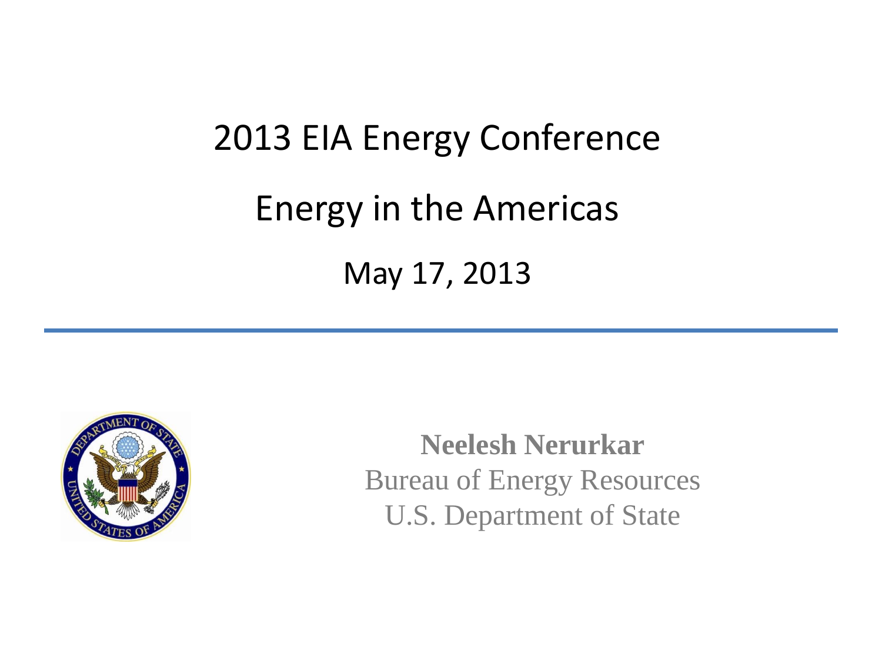# 2013 EIA Energy Conference

## Energy in the Americas

May 17, 2013

**Neelesh Nerurkar**
Bureau of Energy Resources
U.S. Department of State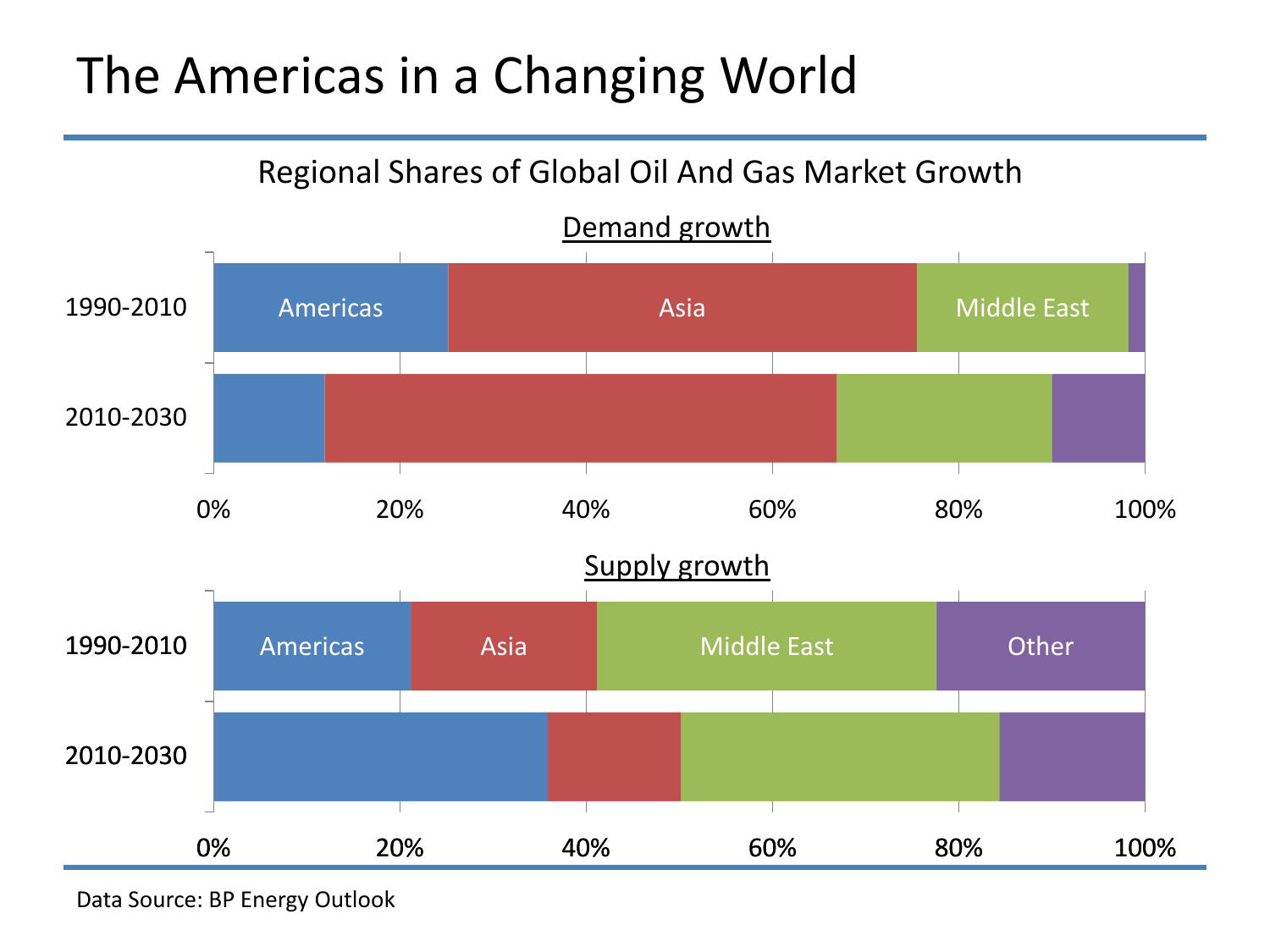# The Americas in a Changing World

Regional Shares of Global Oil And Gas Market Growth

Demand growth

1990-2010

2010-2030

Americas

Asia

Middle East

0%

20%

40%

60%

80%

100%

Supply growth

1990-2010

2010-2030

Americas

Asia

Middle East

Other

0%

20%

40%

60%

80%

100%

Data Source: BP Energy Outlook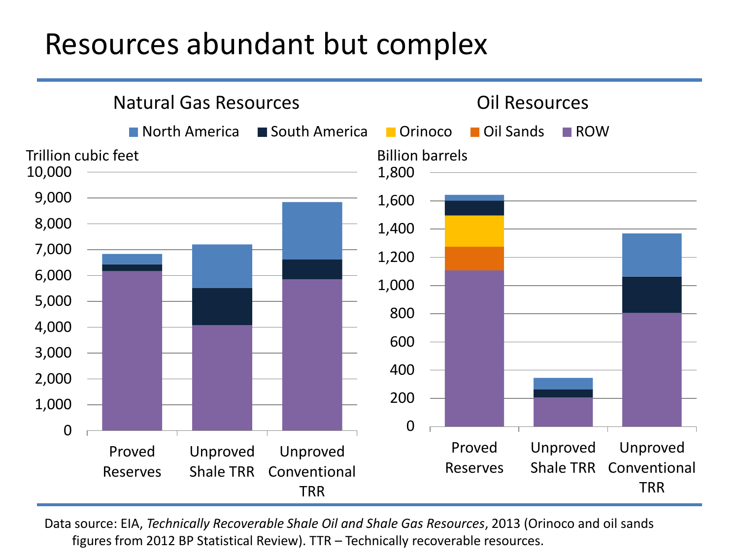# Resources abundant but complex

Natural Gas Resources

Oil Resources

North America | South America | Orinoco | Oil Sands | ROW

Trillion cubic feet

10,000
9,000
8,000
7,000
6,000
5,000
4,000
3,000
2,000
1,000
0

Proved Reserves | Unproved Shale TRR | Unproved Conventional TRR

Billion barrels

1,800
1,600
1,400
1,200
1,000
800
600
400
200
0

Proved Reserves | Unproved Shale TRR | Unproved Conventional TRR

Data source: EIA, *Technically Recoverable Shale Oil and Shale Gas Resources*, 2013 (Orinoco and oil sands figures from 2012 BP Statistical Review). TTR – Technically recoverable resources.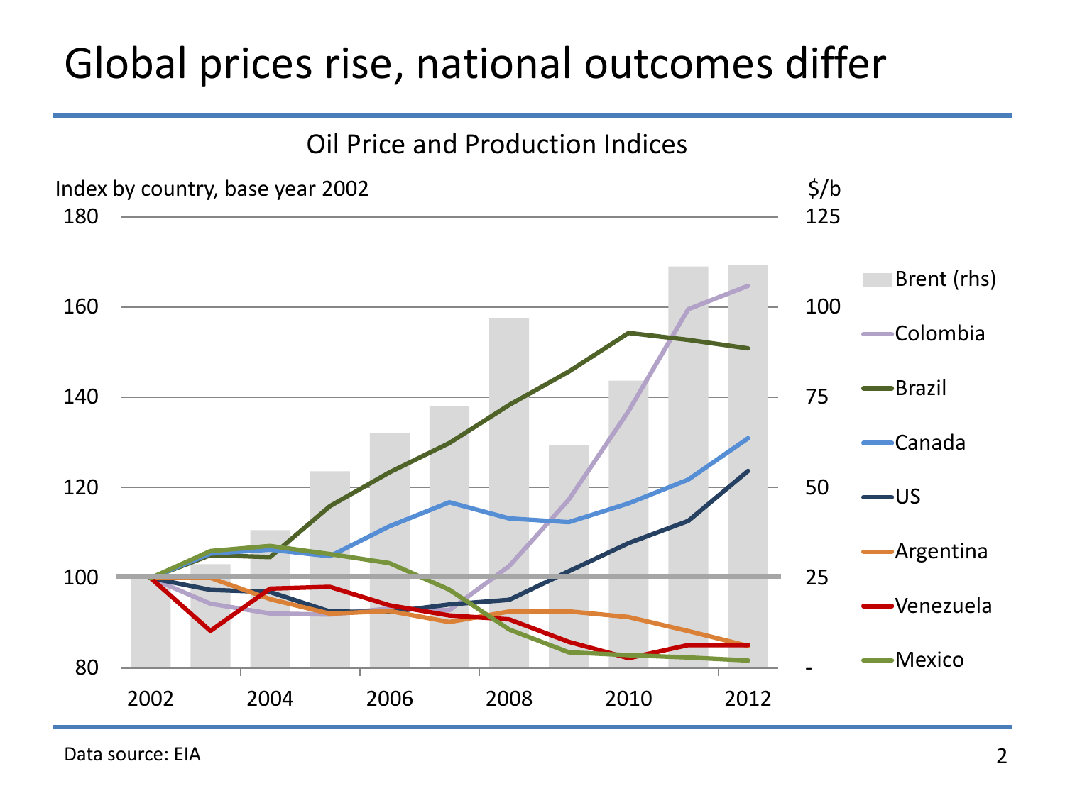# Global prices rise, national outcomes differ

Oil Price and Production Indices

Index by country, base year 2002

$/b

180
160
140
120
100
80

125
100
75
50
25
-

2002
2004
2006
2008
2010
2012

Brent (rhs)
Colombia
Brazil
Canada
US
Argentina
Venezuela
Mexico

Data source: EIA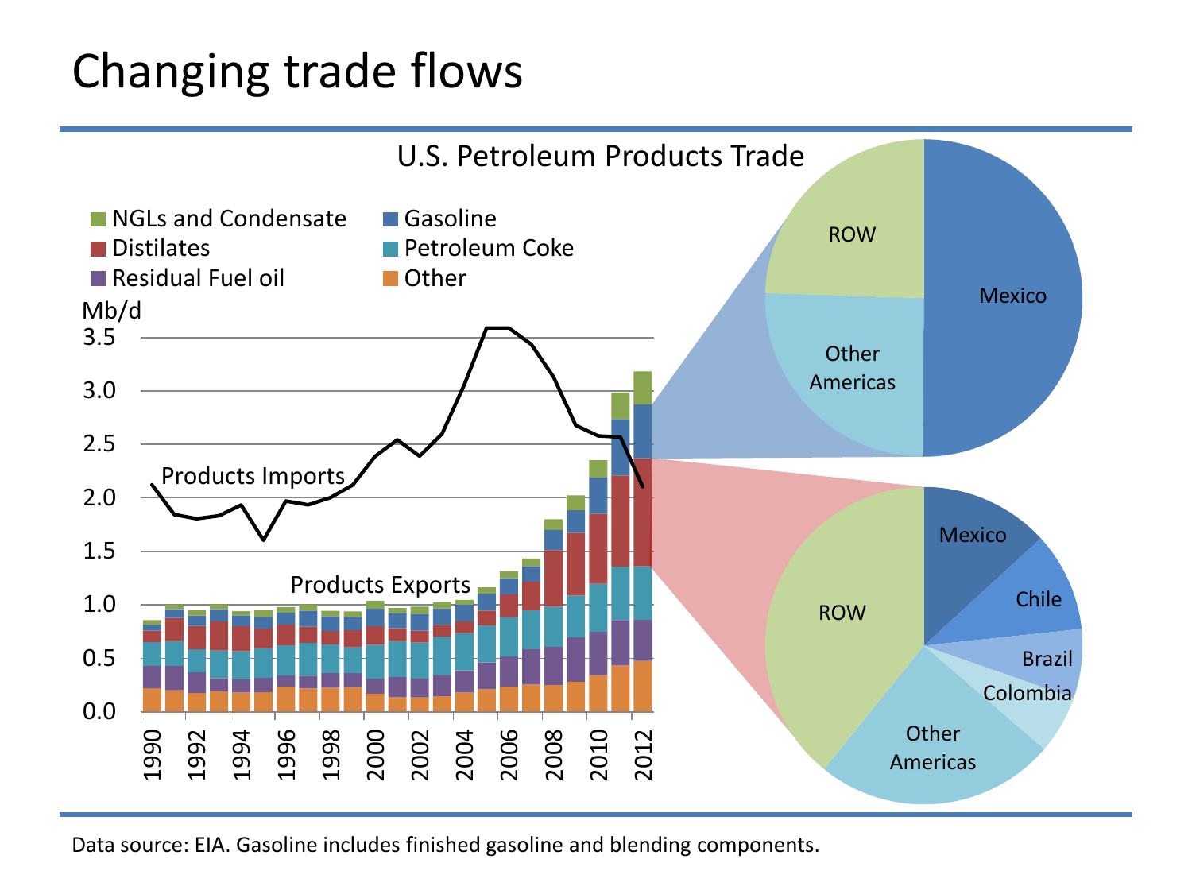# Changing trade flows

U.S. Petroleum Products Trade

NGLs and Condensate
Gasoline
Distilates
Petroleum Coke
Residual Fuel oil
Other

Mb/d

3.5
3.0
2.5
2.0
1.5
1.0
0.5
0.0

Products Imports

Products Exports

1990
1992
1994
1996
1998
2000
2002
2004
2006
2008
2010
2012

ROW
Mexico
Other Americas

Mexico
Chile
Brazil
Colombia
ROW
Other Americas

Data source: EIA. Gasoline includes finished gasoline and blending components.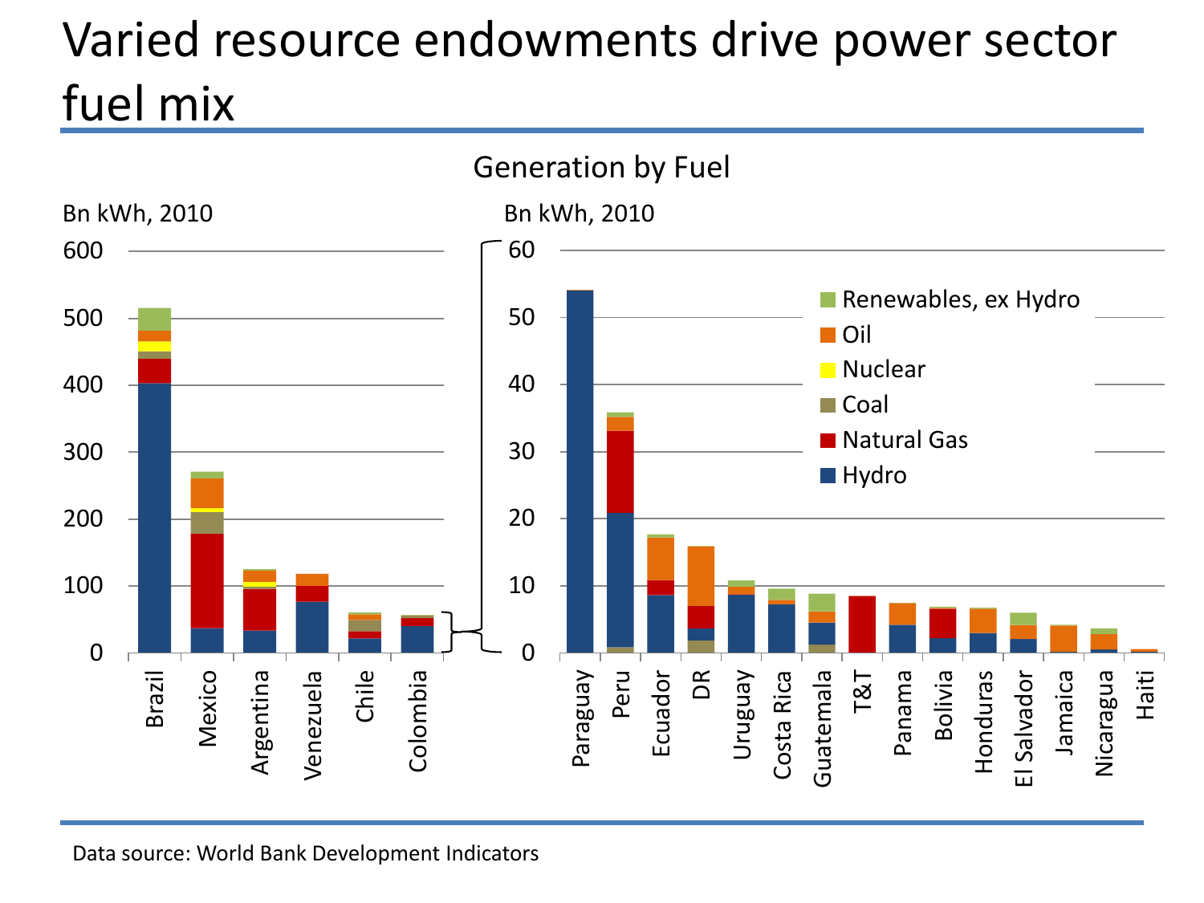# Varied resource endowments drive power sector fuel mix

Generation by Fuel

Bn kWh, 2010

600
500
400
300
200
100
0

Brazil
Mexico
Argentina
Venezuela
Chile
Colombia

Bn kWh, 2010

60
50
40
30
20
10
0

Paraguay
Peru
Ecuador
DR
Uruguay
Costa Rica
Guatemala
T&T
Panama
Bolivia
Honduras
El Salvador
Jamaica
Nicaragua
Haiti

Renewables, ex Hydro
Oil
Nuclear
Coal
Natural Gas
Hydro

Data source: World Bank Development Indicators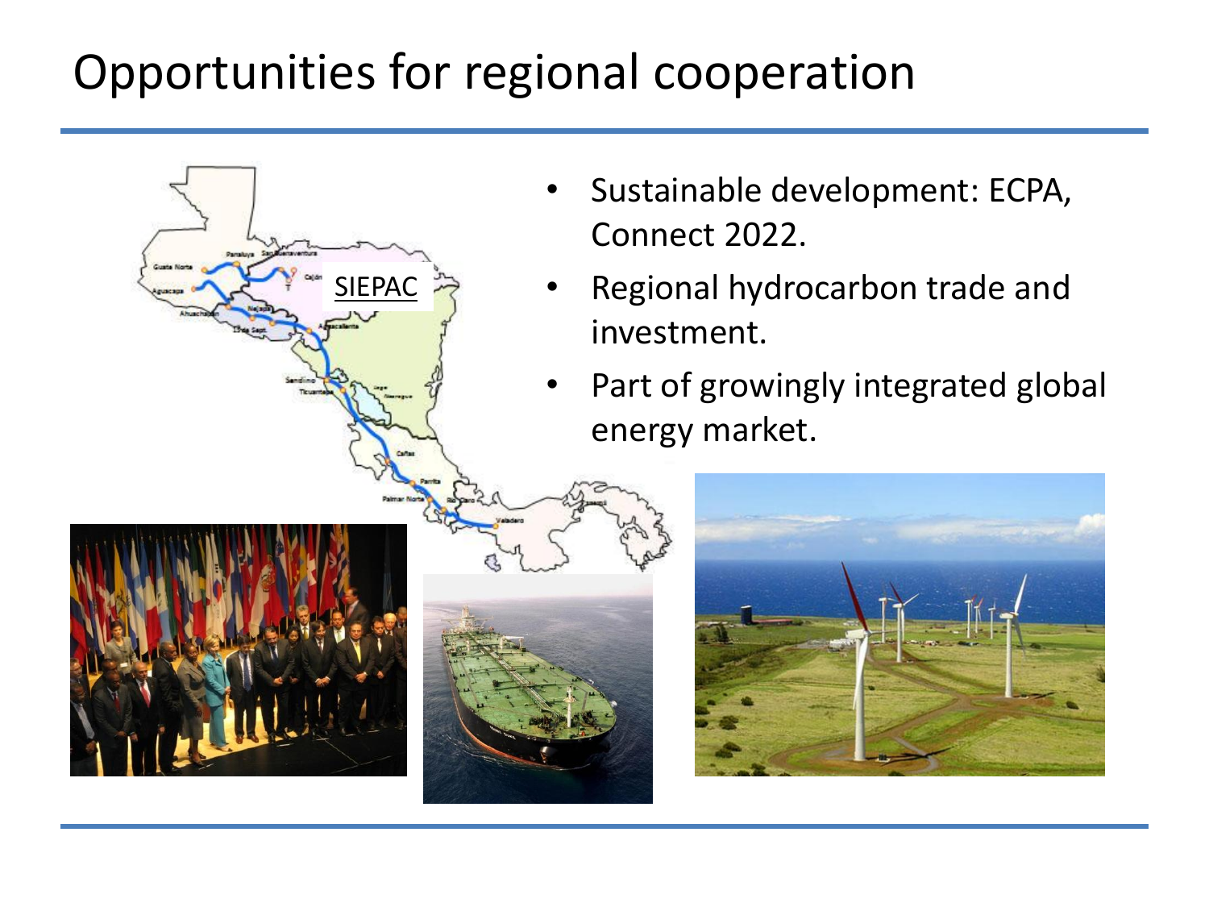# Opportunities for regional cooperation

SIEPAC

- Sustainable development: ECPA, Connect 2022.
- Regional hydrocarbon trade and investment.
- Part of growingly integrated global energy market.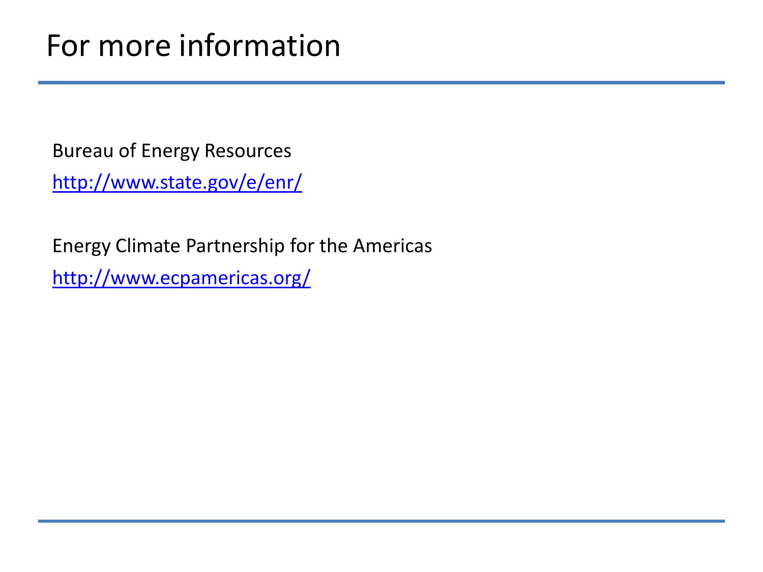# For more information

Bureau of Energy Resources

http://www.state.gov/e/enr/

Energy Climate Partnership for the Americas

http://www.ecpamericas.org/